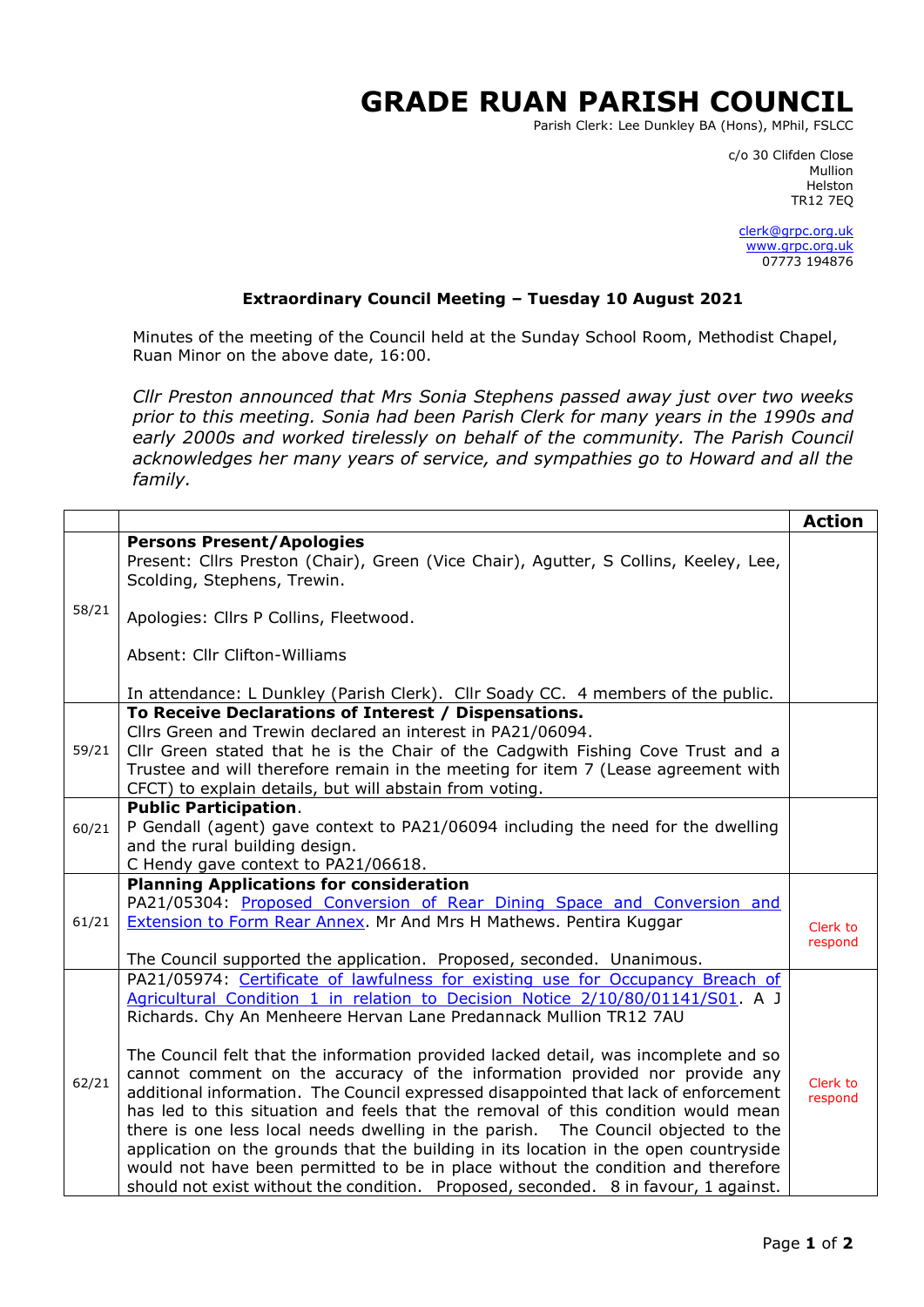# GRADE RUAN PARISH COUNCIL

Parish Clerk: Lee Dunkley BA (Hons), MPhil, FSLCC

c/o 30 Clifden Close
Mullion
Helston
TR12 7EQ

clerk@grpc.org.uk
www.grpc.org.uk
07773 194876

**Extraordinary Council Meeting – Tuesday 10 August 2021**

Minutes of the meeting of the Council held at the Sunday School Room, Methodist Chapel, Ruan Minor on the above date, 16:00.

*Cllr Preston announced that Mrs Sonia Stephens passed away just over two weeks prior to this meeting. Sonia had been Parish Clerk for many years in the 1990s and early 2000s and worked tirelessly on behalf of the community. The Parish Council acknowledges her many years of service, and sympathies go to Howard and all the family.*

| | | **Action** |
|---|---|---|
| 58/21 | **Persons Present/Apologies**<br>Present: Cllrs Preston (Chair), Green (Vice Chair), Agutter, S Collins, Keeley, Lee, Scolding, Stephens, Trewin.<br><br>Apologies: Cllrs P Collins, Fleetwood.<br><br>Absent: Cllr Clifton-Williams<br><br>In attendance: L Dunkley (Parish Clerk). Cllr Soady CC. 4 members of the public. | |
| 59/21 | **To Receive Declarations of Interest / Dispensations.**<br>Cllrs Green and Trewin declared an interest in PA21/06094.<br>Cllr Green stated that he is the Chair of the Cadgwith Fishing Cove Trust and a Trustee and will therefore remain in the meeting for item 7 (Lease agreement with CFCT) to explain details, but will abstain from voting. | |
| 60/21 | **Public Participation**.<br>P Gendall (agent) gave context to PA21/06094 including the need for the dwelling and the rural building design.<br>C Hendy gave context to PA21/06618. | |
| 61/21 | **Planning Applications for consideration**<br>PA21/05304: Proposed Conversion of Rear Dining Space and Conversion and Extension to Form Rear Annex. Mr And Mrs H Mathews. Pentira Kuggar<br><br>The Council supported the application. Proposed, seconded. Unanimous. | Clerk to respond |
| 62/21 | PA21/05974: Certificate of lawfulness for existing use for Occupancy Breach of Agricultural Condition 1 in relation to Decision Notice 2/10/80/01141/S01. A J Richards. Chy An Menheere Hervan Lane Predannack Mullion TR12 7AU<br><br>The Council felt that the information provided lacked detail, was incomplete and so cannot comment on the accuracy of the information provided nor provide any additional information. The Council expressed disappointed that lack of enforcement has led to this situation and feels that the removal of this condition would mean there is one less local needs dwelling in the parish. The Council objected to the application on the grounds that the building in its location in the open countryside would not have been permitted to be in place without the condition and therefore should not exist without the condition. Proposed, seconded. 8 in favour, 1 against. | Clerk to respond |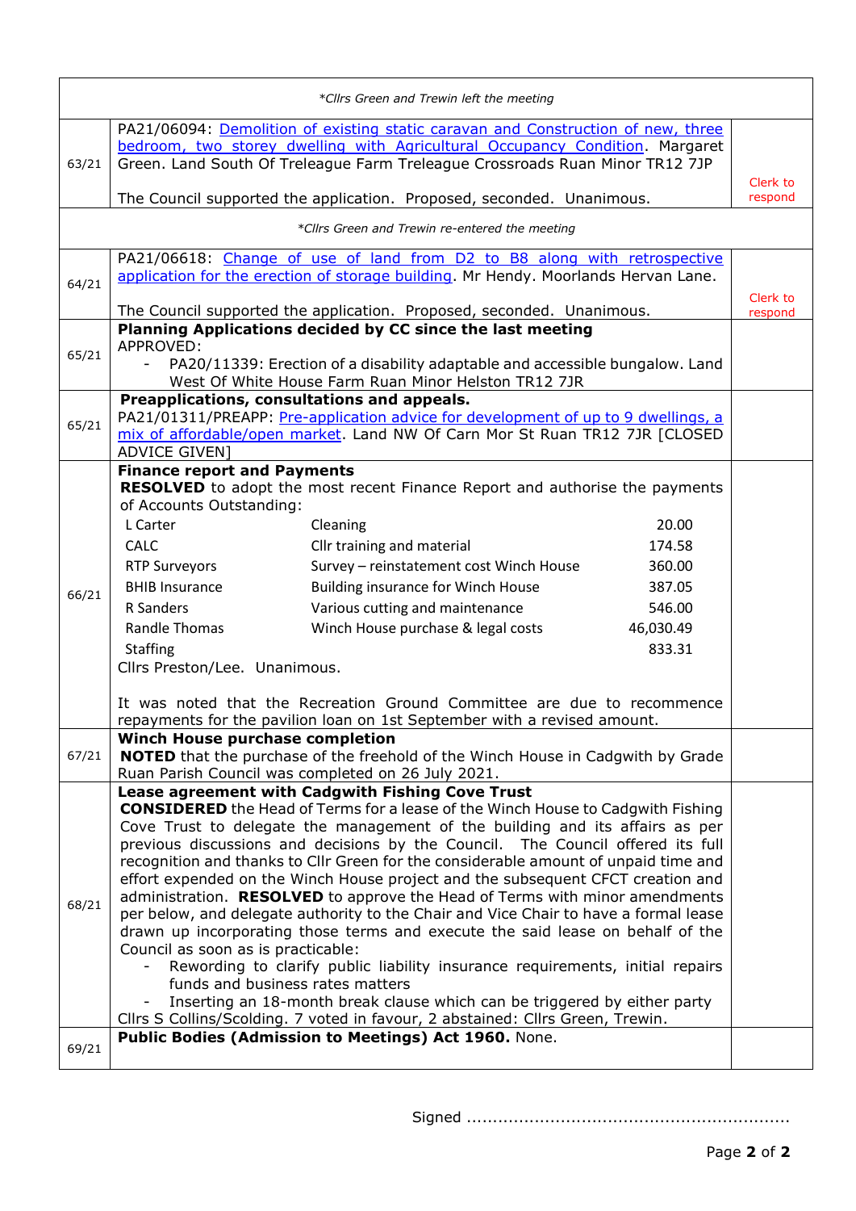| | | |
|---|---|---|
| *\*Cllrs Green and Trewin left the meeting* | | |
| 63/21 | PA21/06094: Demolition of existing static caravan and Construction of new, three bedroom, two storey dwelling with Agricultural Occupancy Condition. Margaret Green. Land South Of Treleague Farm Treleague Crossroads Ruan Minor TR12 7JP<br><br>The Council supported the application. Proposed, seconded. Unanimous. | Clerk to respond |
| *\*Cllrs Green and Trewin re-entered the meeting* | | |
| 64/21 | PA21/06618: Change of use of land from D2 to B8 along with retrospective application for the erection of storage building. Mr Hendy. Moorlands Hervan Lane.<br><br>The Council supported the application. Proposed, seconded. Unanimous. | Clerk to respond |
| 65/21 | **Planning Applications decided by CC since the last meeting**<br>APPROVED:<br>- PA20/11339: Erection of a disability adaptable and accessible bungalow. Land West Of White House Farm Ruan Minor Helston TR12 7JR | |
| 65/21 | **Preapplications, consultations and appeals.**<br>PA21/01311/PREAPP: Pre-application advice for development of up to 9 dwellings, a mix of affordable/open market. Land NW Of Carn Mor St Ruan TR12 7JR [CLOSED ADVICE GIVEN] | |
| 66/21 | **Finance report and Payments**<br>**RESOLVED** to adopt the most recent Finance Report and authorise the payments of Accounts Outstanding:<br>L Carter — Cleaning — 20.00<br>CALC — Cllr training and material — 174.58<br>RTP Surveyors — Survey – reinstatement cost Winch House — 360.00<br>BHIB Insurance — Building insurance for Winch House — 387.05<br>R Sanders — Various cutting and maintenance — 546.00<br>Randle Thomas — Winch House purchase & legal costs — 46,030.49<br>Staffing — 833.31<br>Cllrs Preston/Lee. Unanimous.<br><br>It was noted that the Recreation Ground Committee are due to recommence repayments for the pavilion loan on 1st September with a revised amount. | |
| 67/21 | **Winch House purchase completion**<br>**NOTED** that the purchase of the freehold of the Winch House in Cadgwith by Grade Ruan Parish Council was completed on 26 July 2021. | |
| 68/21 | **Lease agreement with Cadgwith Fishing Cove Trust**<br>**CONSIDERED** the Head of Terms for a lease of the Winch House to Cadgwith Fishing Cove Trust to delegate the management of the building and its affairs as per previous discussions and decisions by the Council. The Council offered its full recognition and thanks to Cllr Green for the considerable amount of unpaid time and effort expended on the Winch House project and the subsequent CFCT creation and administration. **RESOLVED** to approve the Head of Terms with minor amendments per below, and delegate authority to the Chair and Vice Chair to have a formal lease drawn up incorporating those terms and execute the said lease on behalf of the Council as soon as is practicable:<br>- Rewording to clarify public liability insurance requirements, initial repairs funds and business rates matters<br>- Inserting an 18-month break clause which can be triggered by either party<br>Cllrs S Collins/Scolding. 7 voted in favour, 2 abstained: Cllrs Green, Trewin. | |
| 69/21 | **Public Bodies (Admission to Meetings) Act 1960.** None. | |

Signed ............................................................